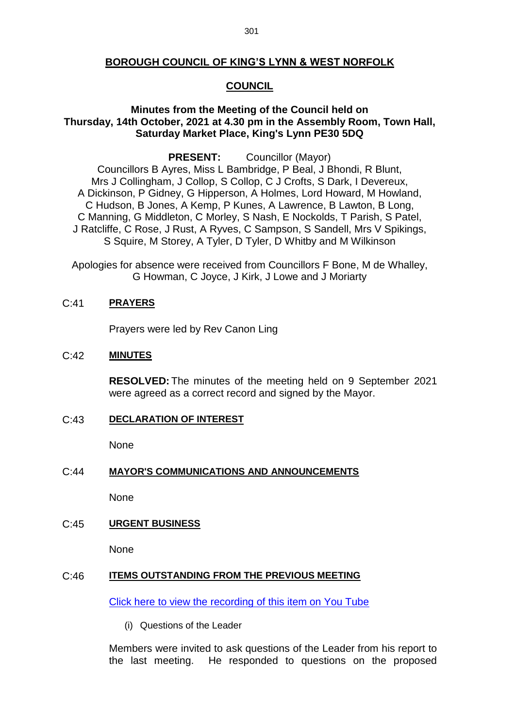# BOROUGH COUNCIL OF KING'S LYNN & WEST NORFOLK

## COUNCIL

### Minutes from the Meeting of the Council held on Thursday, 14th October, 2021 at 4.30 pm in the Assembly Room, Town Hall, Saturday Market Place, King's Lynn PE30 5DQ

**PRESENT:** Councillor (Mayor)
Councillors B Ayres, Miss L Bambridge, P Beal, J Bhondi, R Blunt, Mrs J Collingham, J Collop, S Collop, C J Crofts, S Dark, I Devereux, A Dickinson, P Gidney, G Hipperson, A Holmes, Lord Howard, M Howland, C Hudson, B Jones, A Kemp, P Kunes, A Lawrence, B Lawton, B Long, C Manning, G Middleton, C Morley, S Nash, E Nockolds, T Parish, S Patel, J Ratcliffe, C Rose, J Rust, A Ryves, C Sampson, S Sandell, Mrs V Spikings, S Squire, M Storey, A Tyler, D Tyler, D Whitby and M Wilkinson

Apologies for absence were received from Councillors F Bone, M de Whalley, G Howman, C Joyce, J Kirk, J Lowe and J Moriarty

**C:41 PRAYERS**

Prayers were led by Rev Canon Ling

**C:42 MINUTES**

**RESOLVED:** The minutes of the meeting held on 9 September 2021 were agreed as a correct record and signed by the Mayor.

**C:43 DECLARATION OF INTEREST**

None

**C:44 MAYOR'S COMMUNICATIONS AND ANNOUNCEMENTS**

None

**C:45 URGENT BUSINESS**

None

**C:46 ITEMS OUTSTANDING FROM THE PREVIOUS MEETING**

Click here to view the recording of this item on You Tube

(i) Questions of the Leader

Members were invited to ask questions of the Leader from his report to the last meeting. He responded to questions on the proposed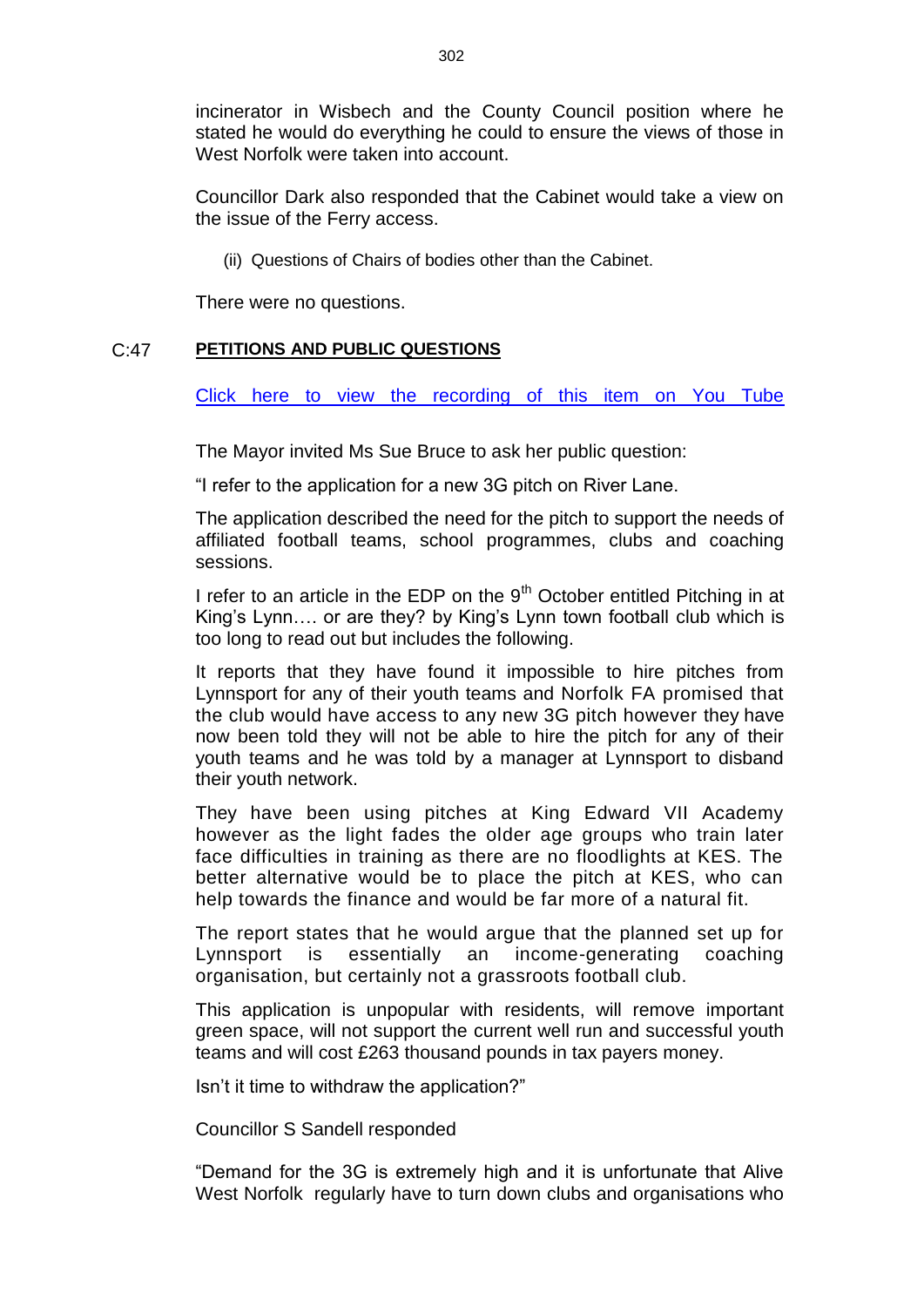incinerator in Wisbech and the County Council position where he stated he would do everything he could to ensure the views of those in West Norfolk were taken into account.

Councillor Dark also responded that the Cabinet would take a view on the issue of the Ferry access.

(ii) Questions of Chairs of bodies other than the Cabinet.

There were no questions.

## C:47 PETITIONS AND PUBLIC QUESTIONS

Click here to view the recording of this item on You Tube

The Mayor invited Ms Sue Bruce to ask her public question:

"I refer to the application for a new 3G pitch on River Lane.

The application described the need for the pitch to support the needs of affiliated football teams, school programmes, clubs and coaching sessions.

I refer to an article in the EDP on the 9th October entitled Pitching in at King's Lynn…. or are they? by King's Lynn town football club which is too long to read out but includes the following.

It reports that they have found it impossible to hire pitches from Lynnsport for any of their youth teams and Norfolk FA promised that the club would have access to any new 3G pitch however they have now been told they will not be able to hire the pitch for any of their youth teams and he was told by a manager at Lynnsport to disband their youth network.

They have been using pitches at King Edward VII Academy however as the light fades the older age groups who train later face difficulties in training as there are no floodlights at KES. The better alternative would be to place the pitch at KES, who can help towards the finance and would be far more of a natural fit.

The report states that he would argue that the planned set up for Lynnsport is essentially an income-generating coaching organisation, but certainly not a grassroots football club.

This application is unpopular with residents, will remove important green space, will not support the current well run and successful youth teams and will cost £263 thousand pounds in tax payers money.

Isn't it time to withdraw the application?"

Councillor S Sandell responded

"Demand for the 3G is extremely high and it is unfortunate that Alive West Norfolk regularly have to turn down clubs and organisations who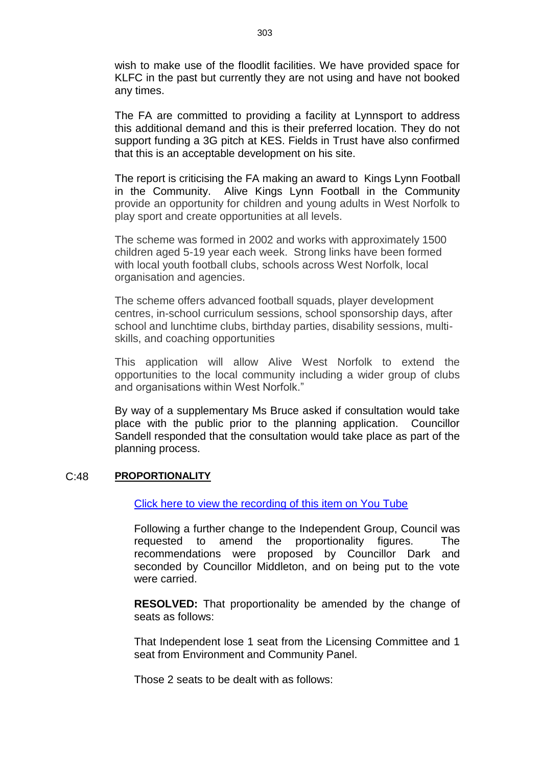wish to make use of the floodlit facilities. We have provided space for KLFC in the past but currently they are not using and have not booked any times.

The FA are committed to providing a facility at Lynnsport to address this additional demand and this is their preferred location. They do not support funding a 3G pitch at KES. Fields in Trust have also confirmed that this is an acceptable development on his site.

The report is criticising the FA making an award to Kings Lynn Football in the Community. Alive Kings Lynn Football in the Community provide an opportunity for children and young adults in West Norfolk to play sport and create opportunities at all levels.

The scheme was formed in 2002 and works with approximately 1500 children aged 5-19 year each week. Strong links have been formed with local youth football clubs, schools across West Norfolk, local organisation and agencies.

The scheme offers advanced football squads, player development centres, in-school curriculum sessions, school sponsorship days, after school and lunchtime clubs, birthday parties, disability sessions, multi-skills, and coaching opportunities

This application will allow Alive West Norfolk to extend the opportunities to the local community including a wider group of clubs and organisations within West Norfolk."

By way of a supplementary Ms Bruce asked if consultation would take place with the public prior to the planning application. Councillor Sandell responded that the consultation would take place as part of the planning process.

## C:48 **PROPORTIONALITY**

[Click here to view the recording of this item on You Tube]

Following a further change to the Independent Group, Council was requested to amend the proportionality figures. The recommendations were proposed by Councillor Dark and seconded by Councillor Middleton, and on being put to the vote were carried.

**RESOLVED:** That proportionality be amended by the change of seats as follows:

That Independent lose 1 seat from the Licensing Committee and 1 seat from Environment and Community Panel.

Those 2 seats to be dealt with as follows: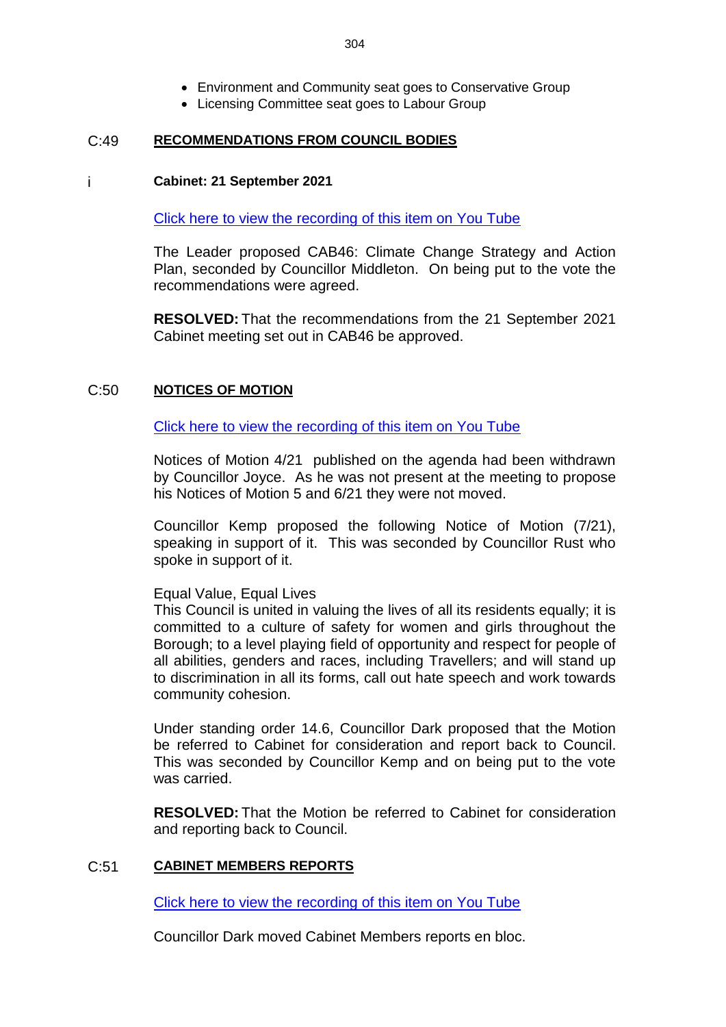- Environment and Community seat goes to Conservative Group
- Licensing Committee seat goes to Labour Group

## C:49 RECOMMENDATIONS FROM COUNCIL BODIES

### i Cabinet: 21 September 2021

Click here to view the recording of this item on You Tube

The Leader proposed CAB46: Climate Change Strategy and Action Plan, seconded by Councillor Middleton. On being put to the vote the recommendations were agreed.

**RESOLVED:** That the recommendations from the 21 September 2021 Cabinet meeting set out in CAB46 be approved.

## C:50 NOTICES OF MOTION

Click here to view the recording of this item on You Tube

Notices of Motion 4/21 published on the agenda had been withdrawn by Councillor Joyce. As he was not present at the meeting to propose his Notices of Motion 5 and 6/21 they were not moved.

Councillor Kemp proposed the following Notice of Motion (7/21), speaking in support of it. This was seconded by Councillor Rust who spoke in support of it.

Equal Value, Equal Lives
This Council is united in valuing the lives of all its residents equally; it is committed to a culture of safety for women and girls throughout the Borough; to a level playing field of opportunity and respect for people of all abilities, genders and races, including Travellers; and will stand up to discrimination in all its forms, call out hate speech and work towards community cohesion.

Under standing order 14.6, Councillor Dark proposed that the Motion be referred to Cabinet for consideration and report back to Council. This was seconded by Councillor Kemp and on being put to the vote was carried.

**RESOLVED:** That the Motion be referred to Cabinet for consideration and reporting back to Council.

## C:51 CABINET MEMBERS REPORTS

Click here to view the recording of this item on You Tube

Councillor Dark moved Cabinet Members reports en bloc.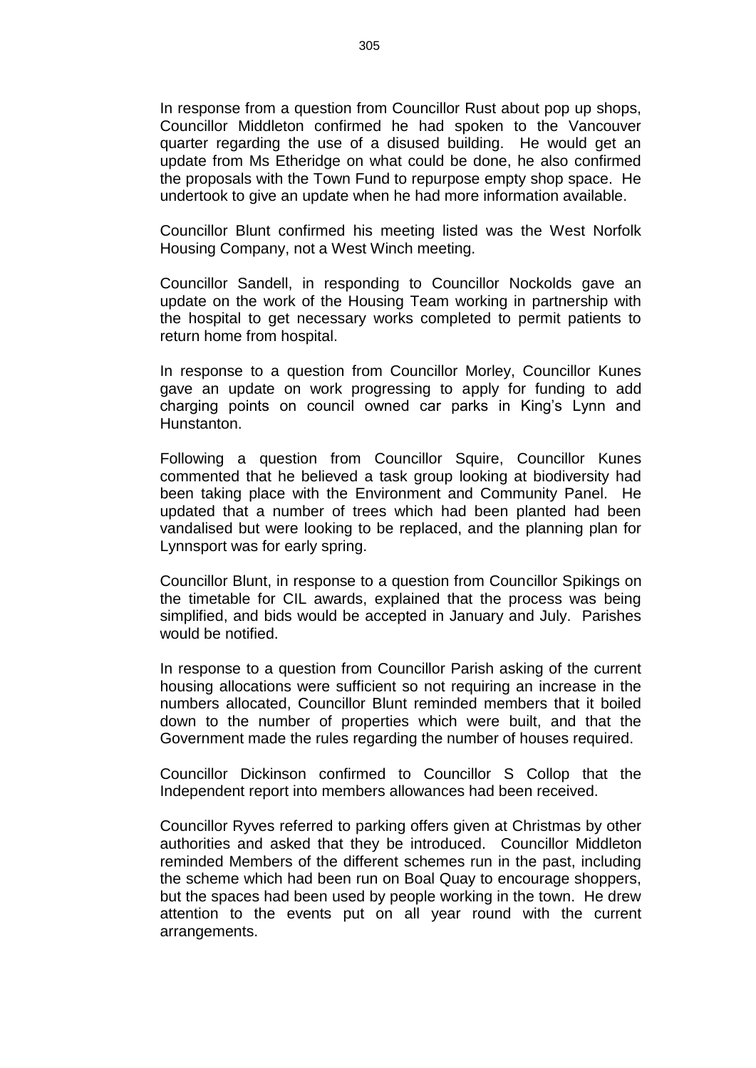In response from a question from Councillor Rust about pop up shops, Councillor Middleton confirmed he had spoken to the Vancouver quarter regarding the use of a disused building. He would get an update from Ms Etheridge on what could be done, he also confirmed the proposals with the Town Fund to repurpose empty shop space. He undertook to give an update when he had more information available.

Councillor Blunt confirmed his meeting listed was the West Norfolk Housing Company, not a West Winch meeting.

Councillor Sandell, in responding to Councillor Nockolds gave an update on the work of the Housing Team working in partnership with the hospital to get necessary works completed to permit patients to return home from hospital.

In response to a question from Councillor Morley, Councillor Kunes gave an update on work progressing to apply for funding to add charging points on council owned car parks in King's Lynn and Hunstanton.

Following a question from Councillor Squire, Councillor Kunes commented that he believed a task group looking at biodiversity had been taking place with the Environment and Community Panel. He updated that a number of trees which had been planted had been vandalised but were looking to be replaced, and the planning plan for Lynnsport was for early spring.

Councillor Blunt, in response to a question from Councillor Spikings on the timetable for CIL awards, explained that the process was being simplified, and bids would be accepted in January and July. Parishes would be notified.

In response to a question from Councillor Parish asking of the current housing allocations were sufficient so not requiring an increase in the numbers allocated, Councillor Blunt reminded members that it boiled down to the number of properties which were built, and that the Government made the rules regarding the number of houses required.

Councillor Dickinson confirmed to Councillor S Collop that the Independent report into members allowances had been received.

Councillor Ryves referred to parking offers given at Christmas by other authorities and asked that they be introduced. Councillor Middleton reminded Members of the different schemes run in the past, including the scheme which had been run on Boal Quay to encourage shoppers, but the spaces had been used by people working in the town. He drew attention to the events put on all year round with the current arrangements.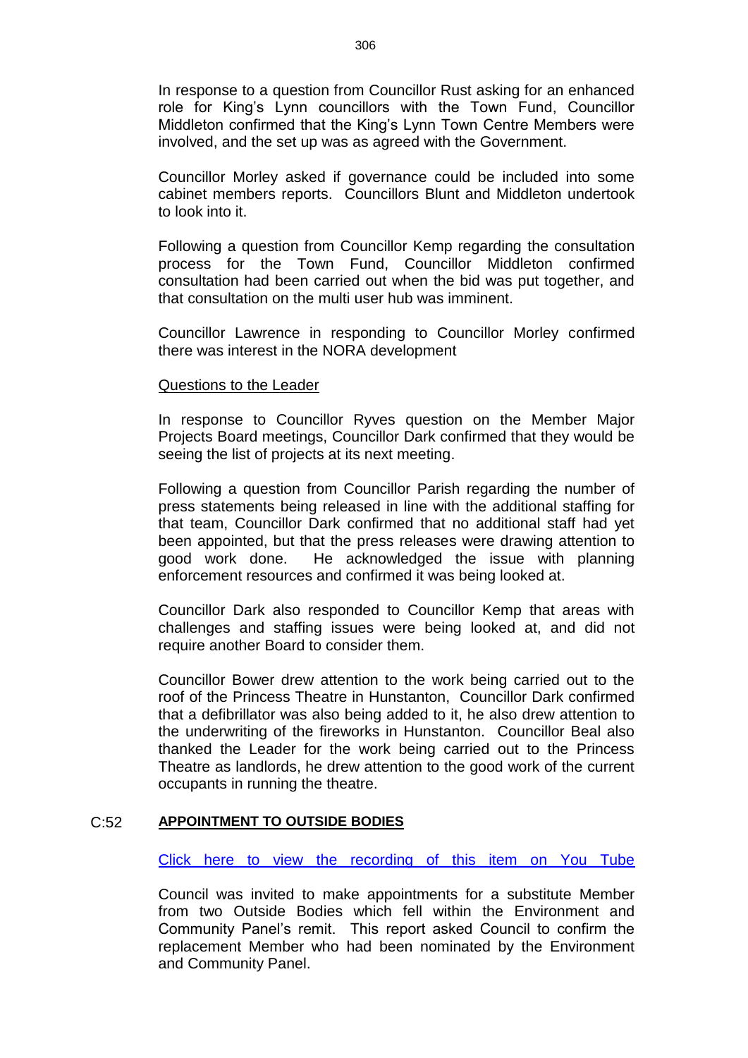In response to a question from Councillor Rust asking for an enhanced role for King's Lynn councillors with the Town Fund, Councillor Middleton confirmed that the King's Lynn Town Centre Members were involved, and the set up was as agreed with the Government.

Councillor Morley asked if governance could be included into some cabinet members reports. Councillors Blunt and Middleton undertook to look into it.

Following a question from Councillor Kemp regarding the consultation process for the Town Fund, Councillor Middleton confirmed consultation had been carried out when the bid was put together, and that consultation on the multi user hub was imminent.

Councillor Lawrence in responding to Councillor Morley confirmed there was interest in the NORA development

Questions to the Leader

In response to Councillor Ryves question on the Member Major Projects Board meetings, Councillor Dark confirmed that they would be seeing the list of projects at its next meeting.

Following a question from Councillor Parish regarding the number of press statements being released in line with the additional staffing for that team, Councillor Dark confirmed that no additional staff had yet been appointed, but that the press releases were drawing attention to good work done. He acknowledged the issue with planning enforcement resources and confirmed it was being looked at.

Councillor Dark also responded to Councillor Kemp that areas with challenges and staffing issues were being looked at, and did not require another Board to consider them.

Councillor Bower drew attention to the work being carried out to the roof of the Princess Theatre in Hunstanton, Councillor Dark confirmed that a defibrillator was also being added to it, he also drew attention to the underwriting of the fireworks in Hunstanton. Councillor Beal also thanked the Leader for the work being carried out to the Princess Theatre as landlords, he drew attention to the good work of the current occupants in running the theatre.

## C:52 APPOINTMENT TO OUTSIDE BODIES

Click here to view the recording of this item on You Tube

Council was invited to make appointments for a substitute Member from two Outside Bodies which fell within the Environment and Community Panel's remit. This report asked Council to confirm the replacement Member who had been nominated by the Environment and Community Panel.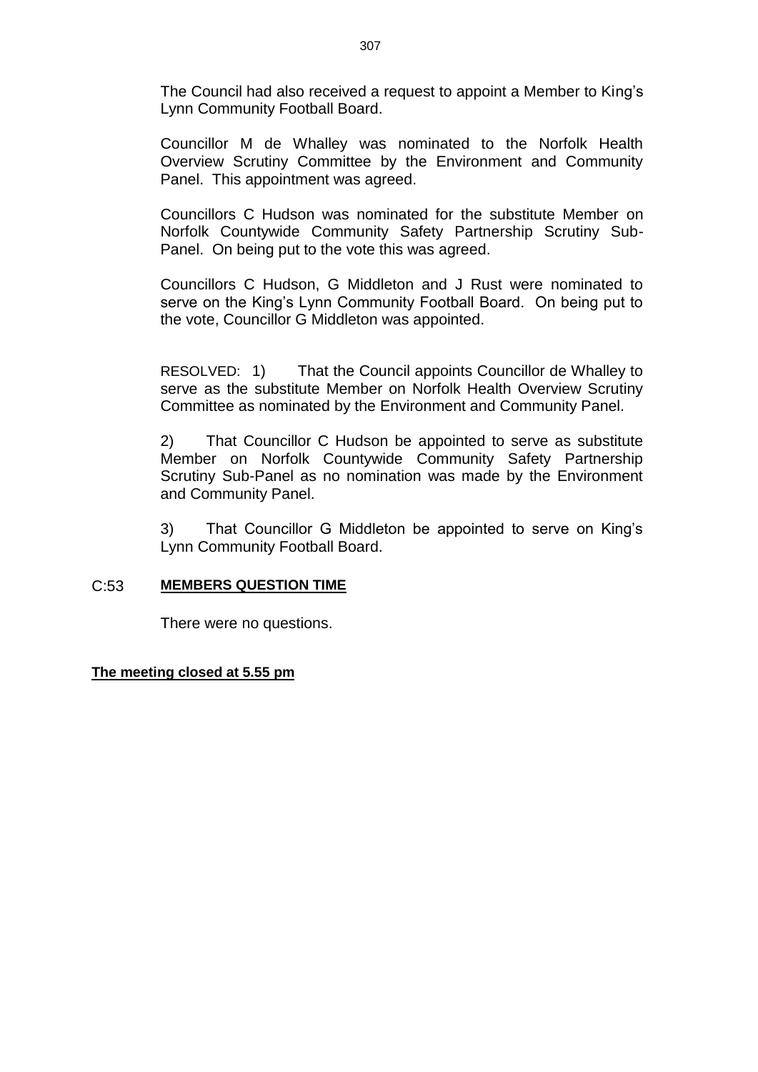The Council had also received a request to appoint a Member to King's Lynn Community Football Board.

Councillor M de Whalley was nominated to the Norfolk Health Overview Scrutiny Committee by the Environment and Community Panel. This appointment was agreed.

Councillors C Hudson was nominated for the substitute Member on Norfolk Countywide Community Safety Partnership Scrutiny Sub-Panel. On being put to the vote this was agreed.

Councillors C Hudson, G Middleton and J Rust were nominated to serve on the King's Lynn Community Football Board. On being put to the vote, Councillor G Middleton was appointed.

RESOLVED: 1) That the Council appoints Councillor de Whalley to serve as the substitute Member on Norfolk Health Overview Scrutiny Committee as nominated by the Environment and Community Panel.

2) That Councillor C Hudson be appointed to serve as substitute Member on Norfolk Countywide Community Safety Partnership Scrutiny Sub-Panel as no nomination was made by the Environment and Community Panel.

3) That Councillor G Middleton be appointed to serve on King's Lynn Community Football Board.

## C:53 **MEMBERS QUESTION TIME**

There were no questions.

**The meeting closed at 5.55 pm**